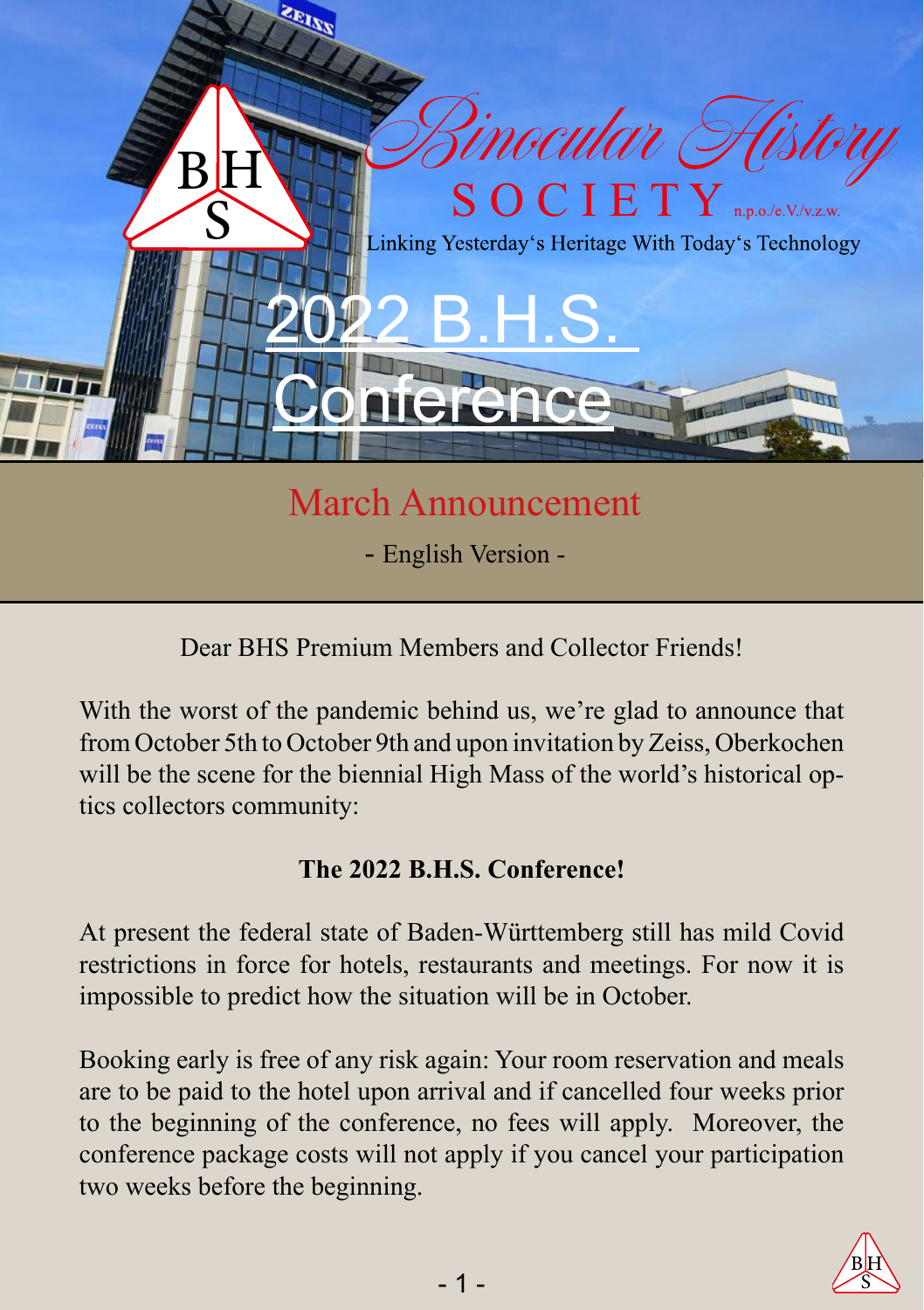# Binocular History SOCIETY n.p.o./e.V./v.z.w.

Linking Yesterday's Heritage With Today's Technology

# 2022 B.H.S. Conference

## March Announcement

- English Version -

Dear BHS Premium Members and Collector Friends!

With the worst of the pandemic behind us, we're glad to announce that from October 5th to October 9th and upon invitation by Zeiss, Oberkochen will be the scene for the biennial High Mass of the world's historical optics collectors community:

**The 2022 B.H.S. Conference!**

At present the federal state of Baden-Württemberg still has mild Covid restrictions in force for hotels, restaurants and meetings. For now it is impossible to predict how the situation will be in October.

Booking early is free of any risk again: Your room reservation and meals are to be paid to the hotel upon arrival and if cancelled four weeks prior to the beginning of the conference, no fees will apply. Moreover, the conference package costs will not apply if you cancel your participation two weeks before the beginning.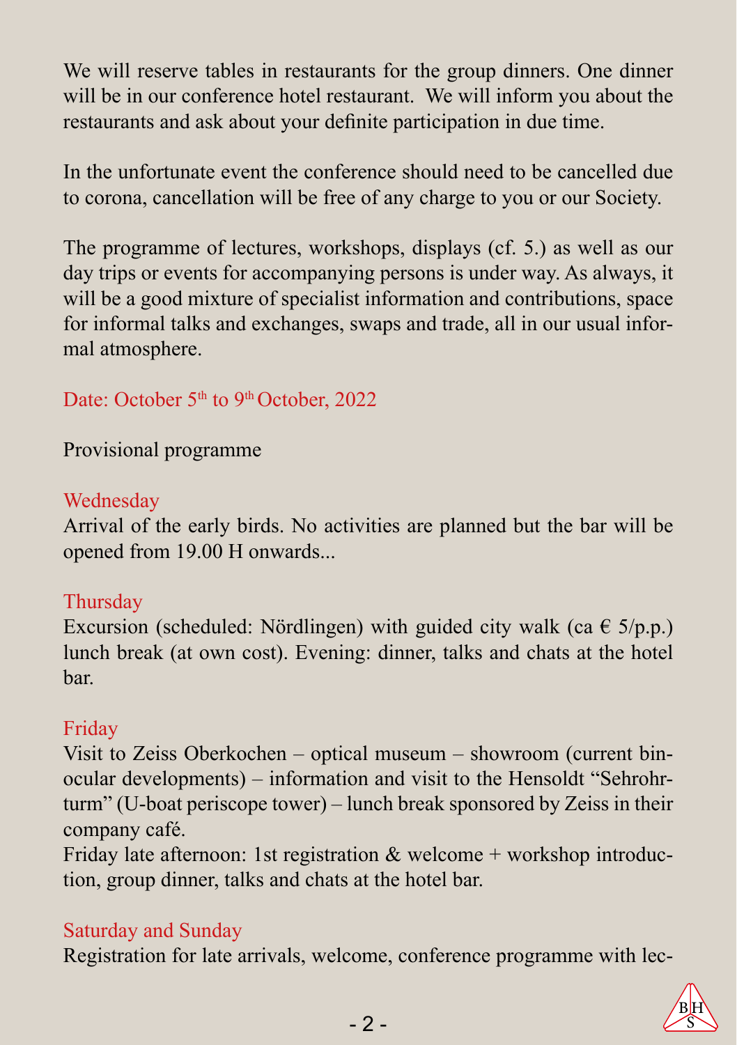We will reserve tables in restaurants for the group dinners. One dinner will be in our conference hotel restaurant. We will inform you about the restaurants and ask about your definite participation in due time.

In the unfortunate event the conference should need to be cancelled due to corona, cancellation will be free of any charge to you or our Society.

The programme of lectures, workshops, displays (cf. 5.) as well as our day trips or events for accompanying persons is under way. As always, it will be a good mixture of specialist information and contributions, space for informal talks and exchanges, swaps and trade, all in our usual informal atmosphere.

Date: October 5th to 9th October, 2022

Provisional programme

**Wednesday**

Arrival of the early birds. No activities are planned but the bar will be opened from 19.00 H onwards...

**Thursday**

Excursion (scheduled: Nördlingen) with guided city walk (ca € 5/p.p.) lunch break (at own cost). Evening: dinner, talks and chats at the hotel bar.

**Friday**

Visit to Zeiss Oberkochen – optical museum – showroom (current binocular developments) – information and visit to the Hensoldt “Sehrohrturm” (U-boat periscope tower) – lunch break sponsored by Zeiss in their company café.

Friday late afternoon: 1st registration & welcome + workshop introduction, group dinner, talks and chats at the hotel bar.

**Saturday and Sunday**

Registration for late arrivals, welcome, conference programme with lec-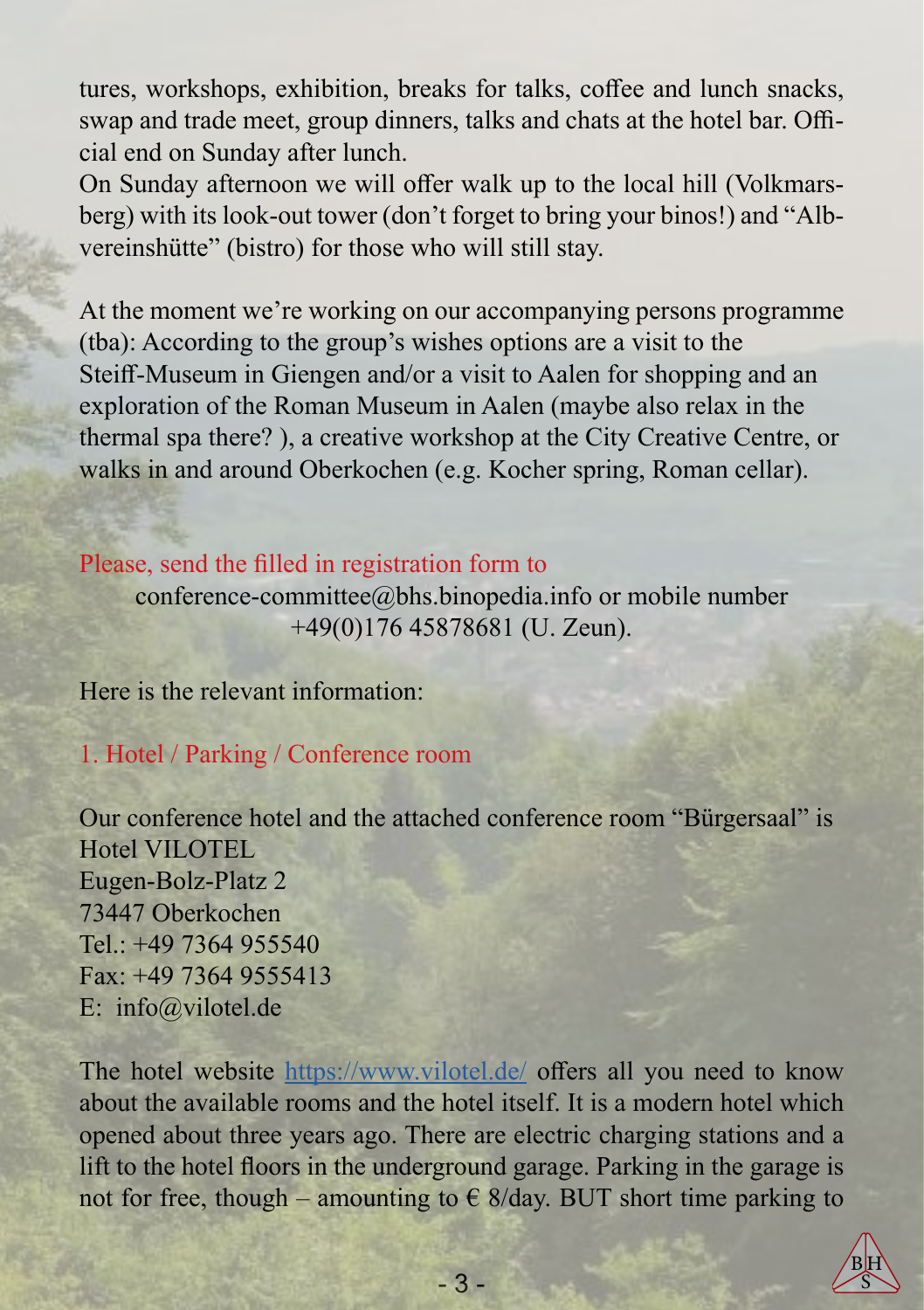tures, workshops, exhibition, breaks for talks, coffee and lunch snacks, swap and trade meet, group dinners, talks and chats at the hotel bar. Official end on Sunday after lunch.
On Sunday afternoon we will offer walk up to the local hill (Volkmarsberg) with its look-out tower (don't forget to bring your binos!) and "Albvereinshütte" (bistro) for those who will still stay.

At the moment we're working on our accompanying persons programme (tba): According to the group's wishes options are a visit to the Steiff-Museum in Giengen and/or a visit to Aalen for shopping and an exploration of the Roman Museum in Aalen (maybe also relax in the thermal spa there? ), a creative workshop at the City Creative Centre, or walks in and around Oberkochen (e.g. Kocher spring, Roman cellar).

Please, send the filled in registration form to
conference-committee@bhs.binopedia.info or mobile number +49(0)176 45878681 (U. Zeun).

Here is the relevant information:

## 1. Hotel / Parking / Conference room

Our conference hotel and the attached conference room "Bürgersaal" is
Hotel VILOTEL
Eugen-Bolz-Platz 2
73447 Oberkochen
Tel.: +49 7364 955540
Fax: +49 7364 9555413
E: info@vilotel.de

The hotel website https://www.vilotel.de/ offers all you need to know about the available rooms and the hotel itself. It is a modern hotel which opened about three years ago. There are electric charging stations and a lift to the hotel floors in the underground garage. Parking in the garage is not for free, though – amounting to € 8/day. BUT short time parking to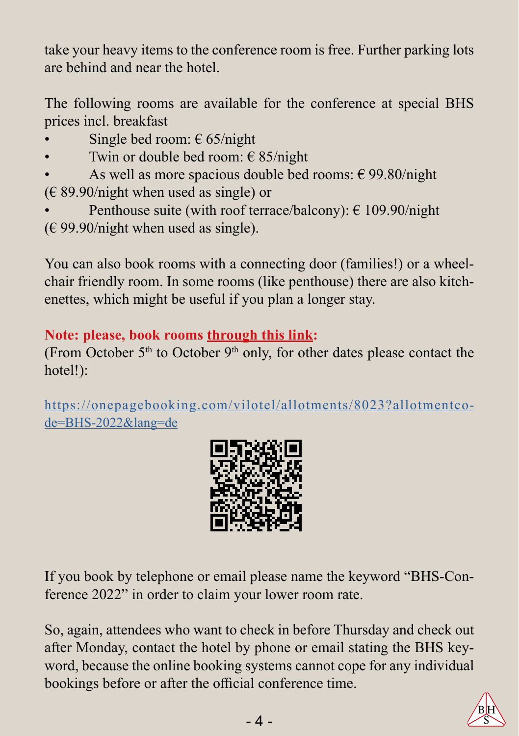take your heavy items to the conference room is free. Further parking lots are behind and near the hotel.

The following rooms are available for the conference at special BHS prices incl. breakfast

- Single bed room: € 65/night
- Twin or double bed room: € 85/night
- As well as more spacious double bed rooms: € 99.80/night (€ 89.90/night when used as single) or
- Penthouse suite (with roof terrace/balcony): € 109.90/night (€ 99.90/night when used as single).

You can also book rooms with a connecting door (families!) or a wheelchair friendly room. In some rooms (like penthouse) there are also kitchenettes, which might be useful if you plan a longer stay.

**Note: please, book rooms through this link:**
(From October 5th to October 9th only, for other dates please contact the hotel!):

https://onepagebooking.com/vilotel/allotments/8023?allotmentcode=BHS-2022&lang=de

If you book by telephone or email please name the keyword "BHS-Conference 2022" in order to claim your lower room rate.

So, again, attendees who want to check in before Thursday and check out after Monday, contact the hotel by phone or email stating the BHS keyword, because the online booking systems cannot cope for any individual bookings before or after the official conference time.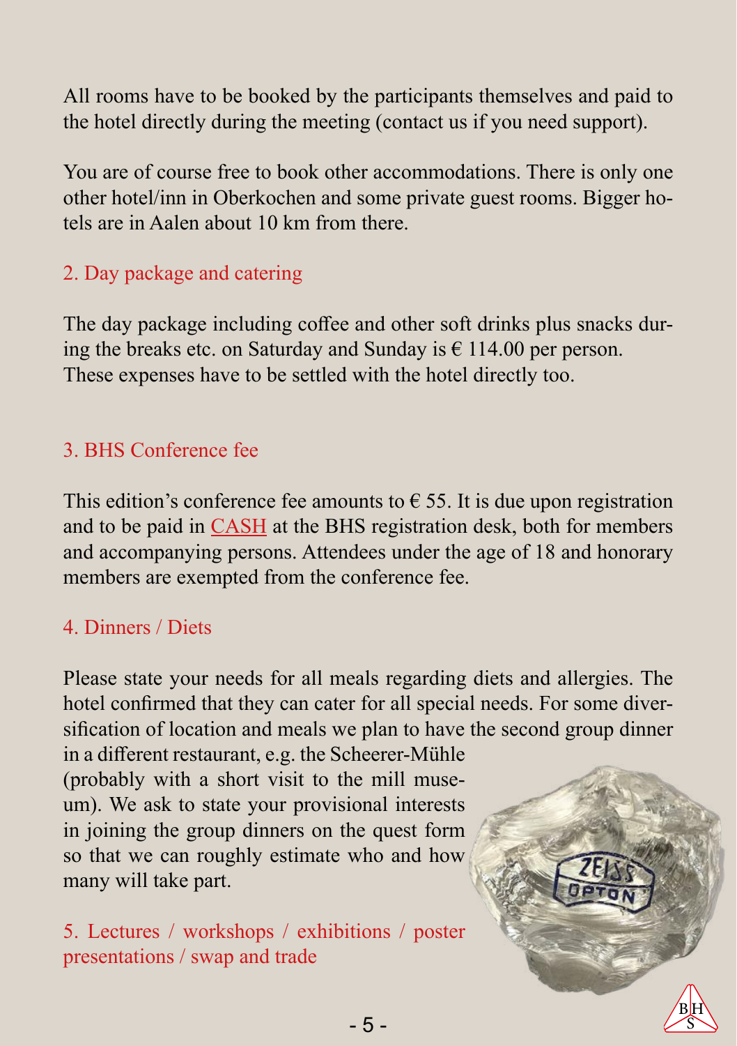All rooms have to be booked by the participants themselves and paid to the hotel directly during the meeting (contact us if you need support).

You are of course free to book other accommodations. There is only one other hotel/inn in Oberkochen and some private guest rooms. Bigger hotels are in Aalen about 10 km from there.

## 2. Day package and catering

The day package including coffee and other soft drinks plus snacks during the breaks etc. on Saturday and Sunday is € 114.00 per person. These expenses have to be settled with the hotel directly too.

## 3. BHS Conference fee

This edition's conference fee amounts to € 55. It is due upon registration and to be paid in CASH at the BHS registration desk, both for members and accompanying persons. Attendees under the age of 18 and honorary members are exempted from the conference fee.

## 4. Dinners / Diets

Please state your needs for all meals regarding diets and allergies. The hotel confirmed that they can cater for all special needs. For some diversification of location and meals we plan to have the second group dinner in a different restaurant, e.g. the Scheerer-Mühle (probably with a short visit to the mill museum). We ask to state your provisional interests in joining the group dinners on the quest form so that we can roughly estimate who and how many will take part.

## 5. Lectures / workshops / exhibitions / poster presentations / swap and trade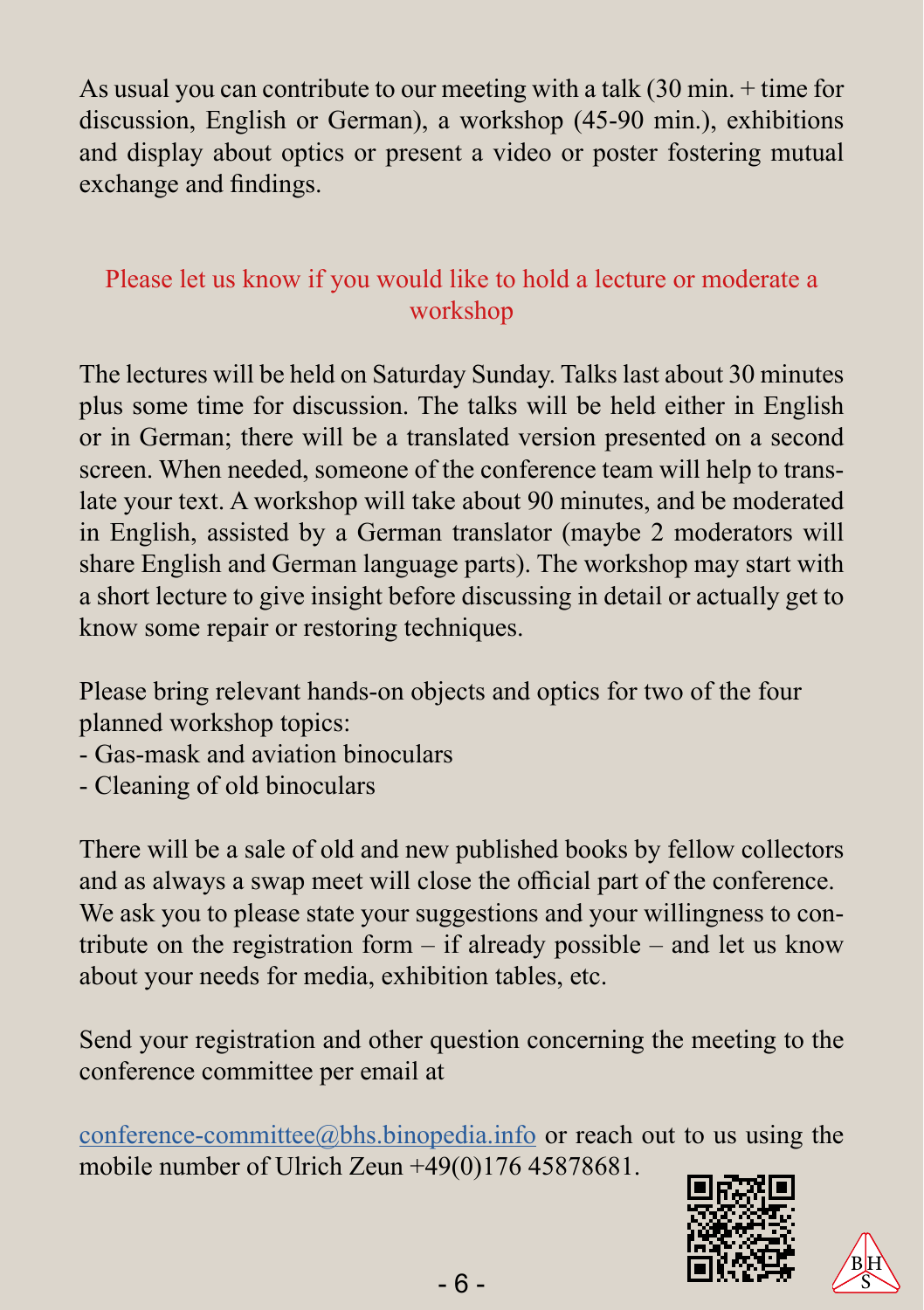As usual you can contribute to our meeting with a talk (30 min. + time for discussion, English or German), a workshop (45-90 min.), exhibitions and display about optics or present a video or poster fostering mutual exchange and findings.

Please let us know if you would like to hold a lecture or moderate a workshop

The lectures will be held on Saturday Sunday. Talks last about 30 minutes plus some time for discussion. The talks will be held either in English or in German; there will be a translated version presented on a second screen. When needed, someone of the conference team will help to translate your text. A workshop will take about 90 minutes, and be moderated in English, assisted by a German translator (maybe 2 moderators will share English and German language parts). The workshop may start with a short lecture to give insight before discussing in detail or actually get to know some repair or restoring techniques.

Please bring relevant hands-on objects and optics for two of the four planned workshop topics:

- Gas-mask and aviation binoculars
- Cleaning of old binoculars

There will be a sale of old and new published books by fellow collectors and as always a swap meet will close the official part of the conference. We ask you to please state your suggestions and your willingness to contribute on the registration form – if already possible – and let us know about your needs for media, exhibition tables, etc.

Send your registration and other question concerning the meeting to the conference committee per email at

conference-committee@bhs.binopedia.info or reach out to us using the mobile number of Ulrich Zeun +49(0)176 45878681.